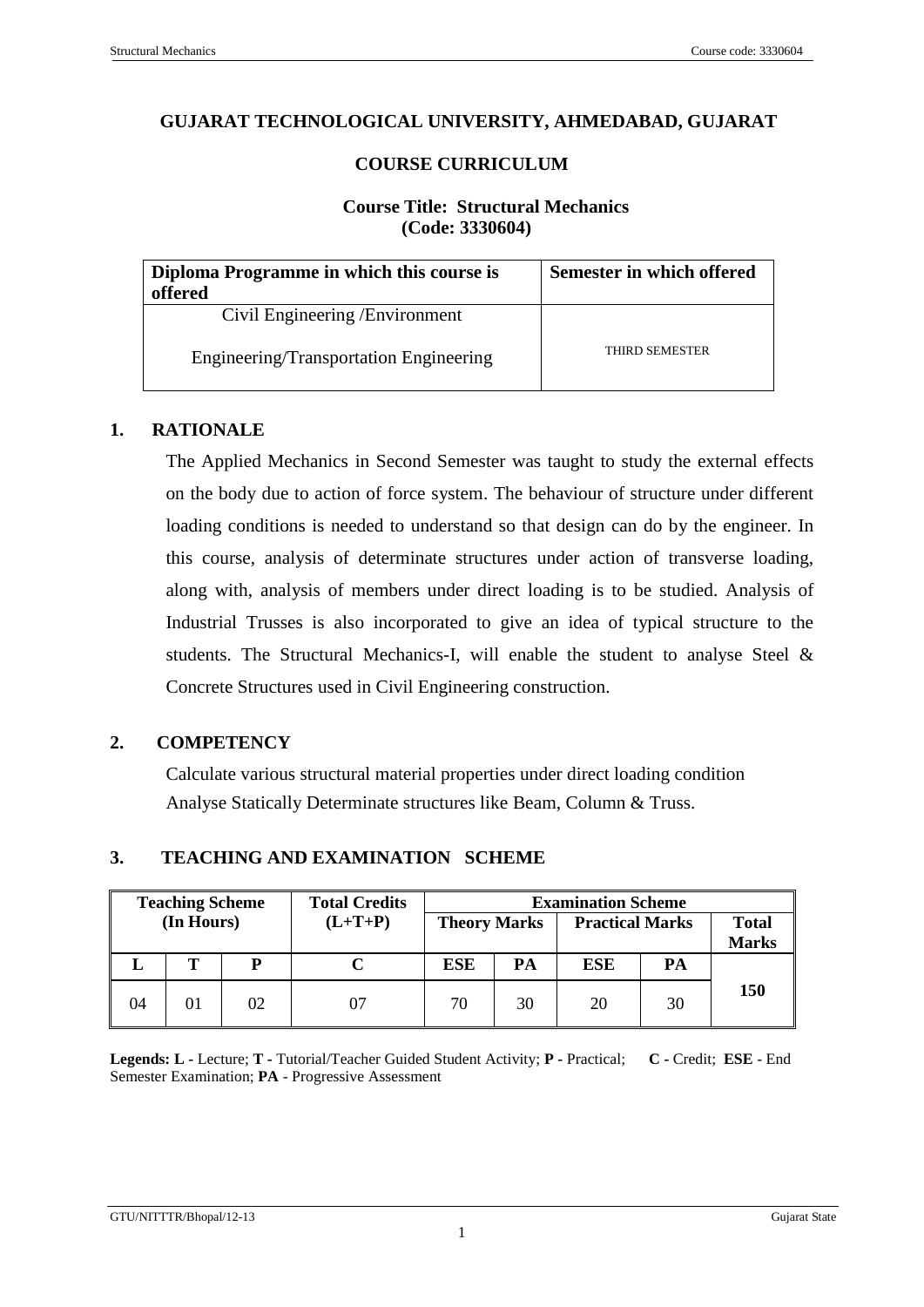# GUJARAT TECHNOLOGICAL UNIVERSITY, AHMEDABAD, GUJARAT

## COURSE CURRICULUM

### Course Title: Structural Mechanics (Code: 3330604)

| Diploma Programme in which this course is offered | Semester in which offered |
|---|---|
| Civil Engineering /Environment Engineering/Transportation Engineering | THIRD SEMESTER |

## 1. RATIONALE

The Applied Mechanics in Second Semester was taught to study the external effects on the body due to action of force system. The behaviour of structure under different loading conditions is needed to understand so that design can do by the engineer. In this course, analysis of determinate structures under action of transverse loading, along with, analysis of members under direct loading is to be studied. Analysis of Industrial Trusses is also incorporated to give an idea of typical structure to the students. The Structural Mechanics-I, will enable the student to analyse Steel & Concrete Structures used in Civil Engineering construction.

## 2. COMPETENCY

Calculate various structural material properties under direct loading condition
Analyse Statically Determinate structures like Beam, Column & Truss.

## 3. TEACHING AND EXAMINATION SCHEME

| Teaching Scheme (In Hours) | | | Total Credits (L+T+P) | Examination Scheme | | | | |
|---|---|---|---|---|---|---|---|---|
| | | | | Theory Marks | | Practical Marks | | Total Marks |
| L | T | P | C | ESE | PA | ESE | PA | |
| 04 | 01 | 02 | 07 | 70 | 30 | 20 | 30 | 150 |

**Legends: L** - Lecture; **T** - Tutorial/Teacher Guided Student Activity; **P** - Practical; **C** - Credit; **ESE** - End Semester Examination; **PA** - Progressive Assessment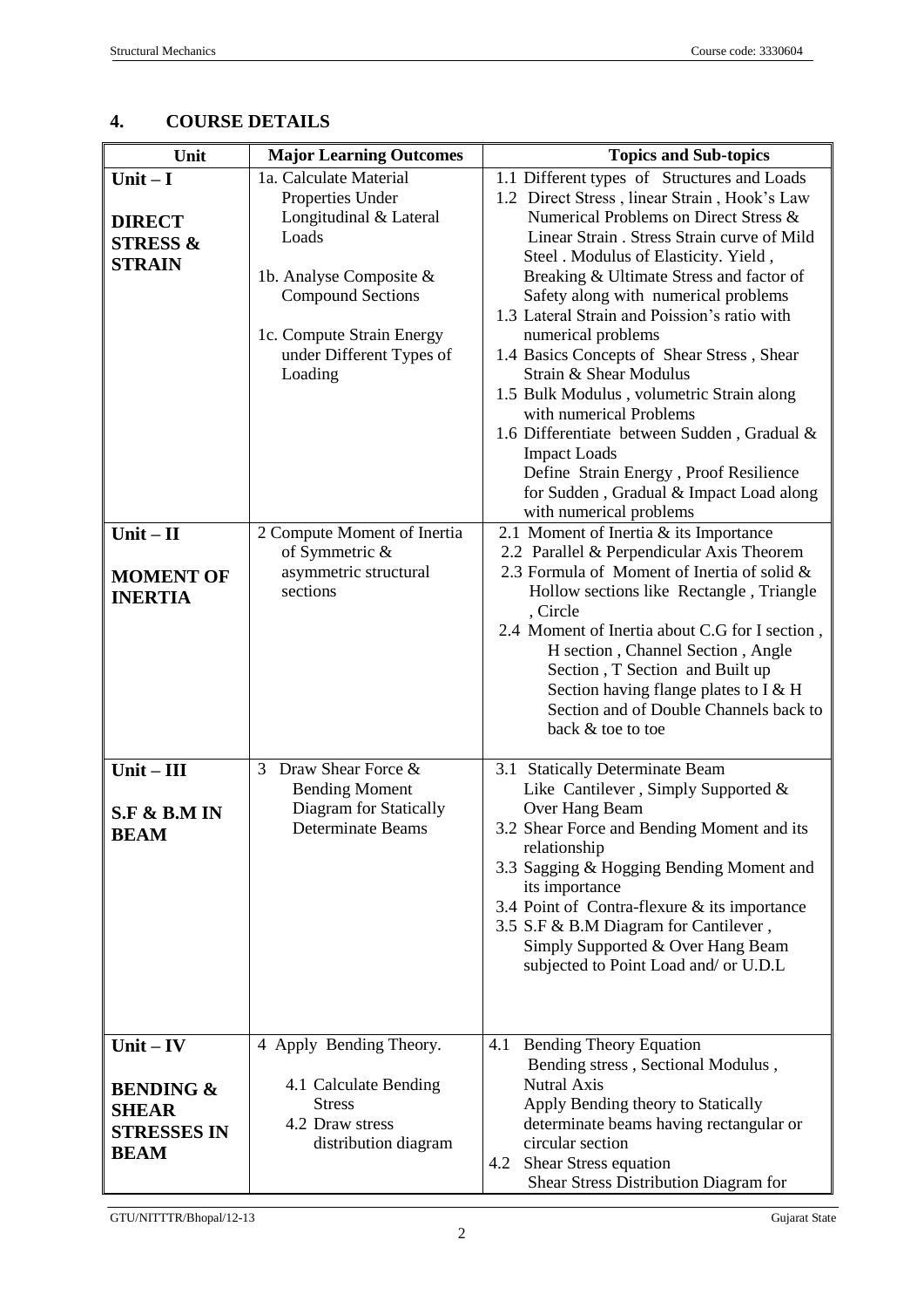## 4. COURSE DETAILS

| Unit | Major Learning Outcomes | Topics and Sub-topics |
|---|---|---|
| **Unit – I**<br><br>**DIRECT STRESS & STRAIN** | 1a. Calculate Material Properties Under Longitudinal & Lateral Loads<br><br>1b. Analyse Composite & Compound Sections<br><br>1c. Compute Strain Energy under Different Types of Loading | 1.1 Different types of Structures and Loads<br>1.2 Direct Stress , linear Strain , Hook's Law Numerical Problems on Direct Stress & Linear Strain . Stress Strain curve of Mild Steel . Modulus of Elasticity. Yield , Breaking & Ultimate Stress and factor of Safety along with numerical problems<br>1.3 Lateral Strain and Poission's ratio with numerical problems<br>1.4 Basics Concepts of Shear Stress , Shear Strain & Shear Modulus<br>1.5 Bulk Modulus , volumetric Strain along with numerical Problems<br>1.6 Differentiate between Sudden , Gradual & Impact Loads<br>Define Strain Energy , Proof Resilience for Sudden , Gradual & Impact Load along with numerical problems |
| **Unit – II**<br><br>**MOMENT OF INERTIA** | 2 Compute Moment of Inertia of Symmetric & asymmetric structural sections | 2.1 Moment of Inertia & its Importance<br>2.2 Parallel & Perpendicular Axis Theorem<br>2.3 Formula of Moment of Inertia of solid & Hollow sections like Rectangle , Triangle , Circle<br>2.4 Moment of Inertia about C.G for I section , H section , Channel Section , Angle Section , T Section and Built up Section having flange plates to I & H Section and of Double Channels back to back & toe to toe |
| **Unit – III**<br><br>**S.F & B.M IN BEAM** | 3 Draw Shear Force & Bending Moment Diagram for Statically Determinate Beams | 3.1 Statically Determinate Beam Like Cantilever , Simply Supported & Over Hang Beam<br>3.2 Shear Force and Bending Moment and its relationship<br>3.3 Sagging & Hogging Bending Moment and its importance<br>3.4 Point of Contra-flexure & its importance<br>3.5 S.F & B.M Diagram for Cantilever , Simply Supported & Over Hang Beam subjected to Point Load and/ or U.D.L |
| **Unit – IV**<br><br>**BENDING & SHEAR STRESSES IN BEAM** | 4 Apply Bending Theory.<br><br>4.1 Calculate Bending Stress<br>4.2 Draw stress distribution diagram | 4.1 Bending Theory Equation<br>Bending stress , Sectional Modulus , Nutral Axis<br>Apply Bending theory to Statically determinate beams having rectangular or circular section<br>4.2 Shear Stress equation<br>Shear Stress Distribution Diagram for |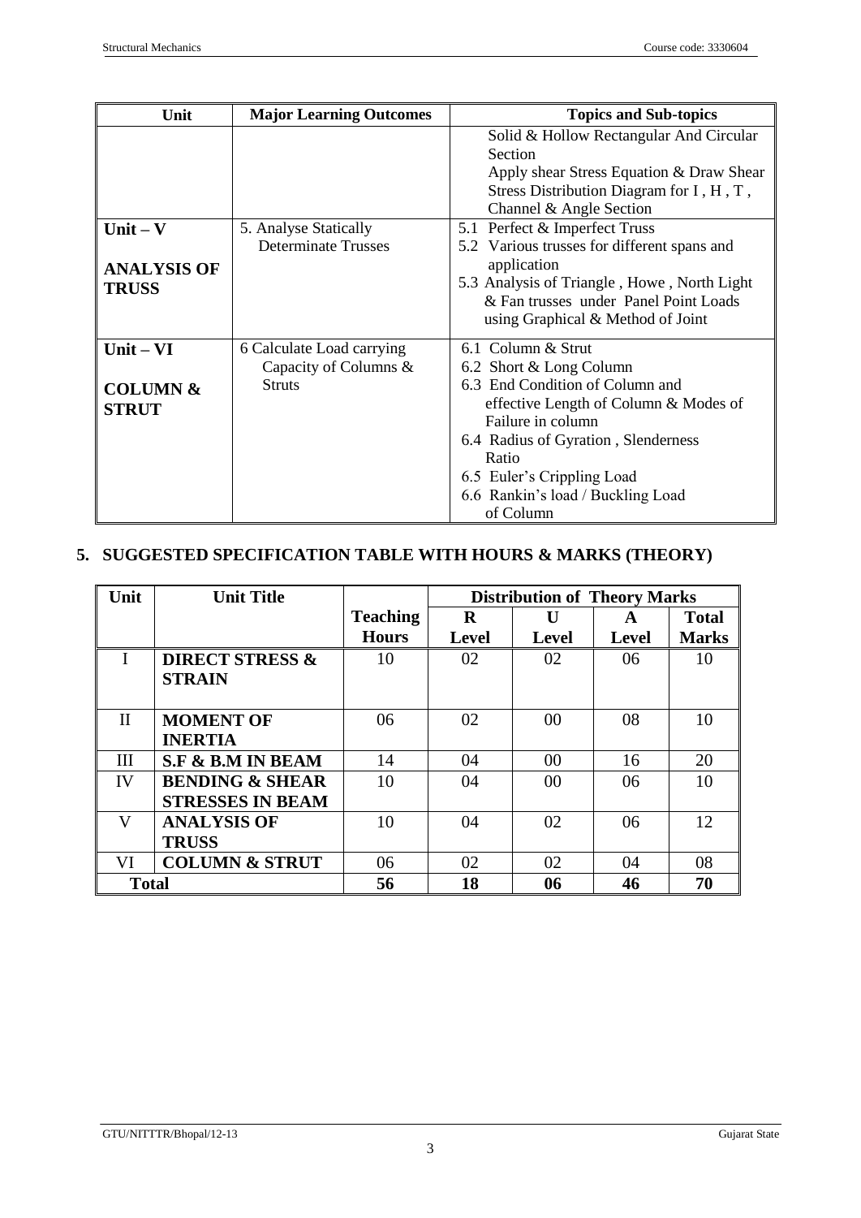| Unit | Major Learning Outcomes | Topics and Sub-topics |
|---|---|---|
| | | Solid & Hollow Rectangular And Circular Section<br>Apply shear Stress Equation & Draw Shear Stress Distribution Diagram for I , H , T , Channel & Angle Section |
| **Unit – V**<br><br>**ANALYSIS OF TRUSS** | 5. Analyse Statically Determinate Trusses | 5.1 Perfect & Imperfect Truss<br>5.2 Various trusses for different spans and application<br>5.3 Analysis of Triangle , Howe , North Light & Fan trusses under Panel Point Loads using Graphical & Method of Joint |
| **Unit – VI**<br><br>**COLUMN & STRUT** | 6 Calculate Load carrying Capacity of Columns & Struts | 6.1 Column & Strut<br>6.2 Short & Long Column<br>6.3 End Condition of Column and effective Length of Column & Modes of Failure in column<br>6.4 Radius of Gyration , Slenderness Ratio<br>6.5 Euler's Crippling Load<br>6.6 Rankin's load / Buckling Load of Column |

## 5. SUGGESTED SPECIFICATION TABLE WITH HOURS & MARKS (THEORY)

| Unit | Unit Title | Teaching Hours | Distribution of Theory Marks | | | |
|---|---|---|---|---|---|---|
| | | | R Level | U Level | A Level | Total Marks |
| I | **DIRECT STRESS & STRAIN** | 10 | 02 | 02 | 06 | 10 |
| II | **MOMENT OF INERTIA** | 06 | 02 | 00 | 08 | 10 |
| III | **S.F & B.M IN BEAM** | 14 | 04 | 00 | 16 | 20 |
| IV | **BENDING & SHEAR STRESSES IN BEAM** | 10 | 04 | 00 | 06 | 10 |
| V | **ANALYSIS OF TRUSS** | 10 | 04 | 02 | 06 | 12 |
| VI | **COLUMN & STRUT** | 06 | 02 | 02 | 04 | 08 |
| **Total** | | **56** | **18** | **06** | **46** | **70** |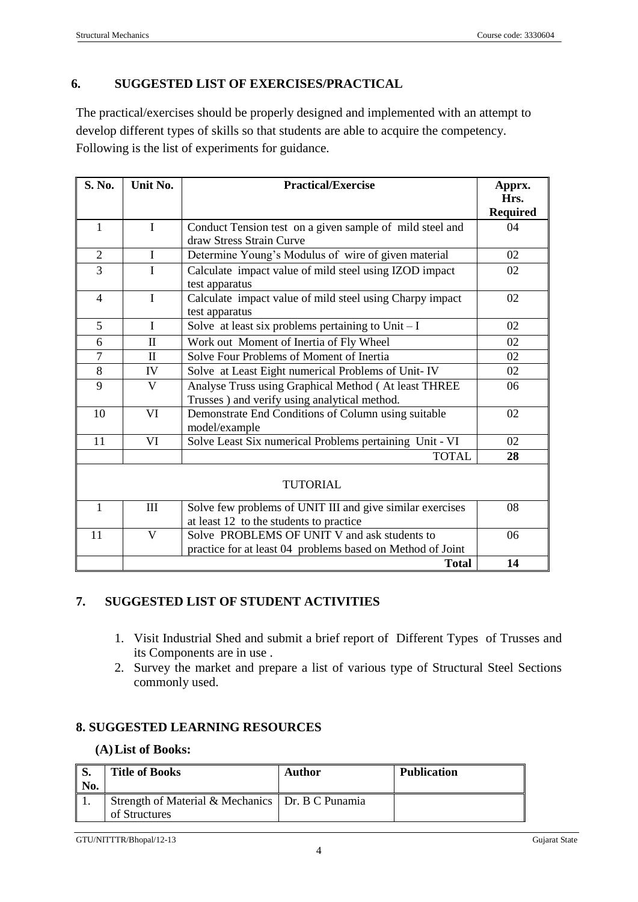## 6. SUGGESTED LIST OF EXERCISES/PRACTICAL

The practical/exercises should be properly designed and implemented with an attempt to develop different types of skills so that students are able to acquire the competency. Following is the list of experiments for guidance.

| S. No. | Unit No. | Practical/Exercise | Apprx. Hrs. Required |
|---|---|---|---|
| 1 | I | Conduct Tension test on a given sample of mild steel and draw Stress Strain Curve | 04 |
| 2 | I | Determine Young's Modulus of wire of given material | 02 |
| 3 | I | Calculate impact value of mild steel using IZOD impact test apparatus | 02 |
| 4 | I | Calculate impact value of mild steel using Charpy impact test apparatus | 02 |
| 5 | I | Solve at least six problems pertaining to Unit – I | 02 |
| 6 | II | Work out Moment of Inertia of Fly Wheel | 02 |
| 7 | II | Solve Four Problems of Moment of Inertia | 02 |
| 8 | IV | Solve at Least Eight numerical Problems of Unit- IV | 02 |
| 9 | V | Analyse Truss using Graphical Method ( At least THREE Trusses ) and verify using analytical method. | 06 |
| 10 | VI | Demonstrate End Conditions of Column using suitable model/example | 02 |
| 11 | VI | Solve Least Six numerical Problems pertaining Unit - VI | 02 |
| | | TOTAL | **28** |
| | | TUTORIAL | |
| 1 | III | Solve few problems of UNIT III and give similar exercises at least 12 to the students to practice | 08 |
| 11 | V | Solve PROBLEMS OF UNIT V and ask students to practice for at least 04 problems based on Method of Joint | 06 |
| | | **Total** | **14** |

## 7. SUGGESTED LIST OF STUDENT ACTIVITIES

1. Visit Industrial Shed and submit a brief report of Different Types of Trusses and its Components are in use .
2. Survey the market and prepare a list of various type of Structural Steel Sections commonly used.

## 8. SUGGESTED LEARNING RESOURCES

### (A) List of Books:

| S. No. | Title of Books | Author | Publication |
|---|---|---|---|
| 1. | Strength of Material & Mechanics of Structures | Dr. B C Punamia | |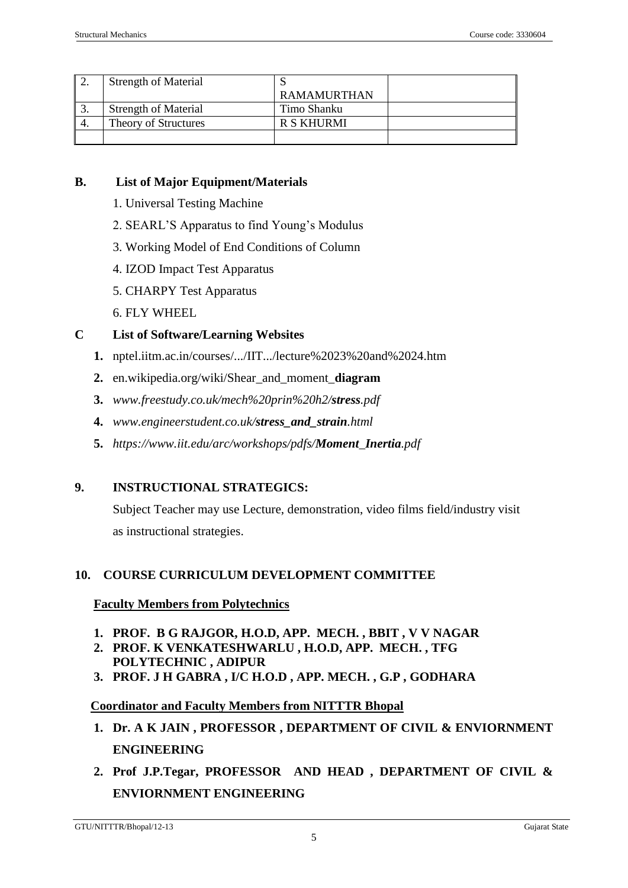| | | | |
|---|---|---|---|
| 2. | Strength of Material | S RAMAMURTHAN | |
| 3. | Strength of Material | Timo Shanku | |
| 4. | Theory of Structures | R S KHURMI | |
| | | | |

**B. List of Major Equipment/Materials**

1. Universal Testing Machine
2. SEARL'S Apparatus to find Young's Modulus
3. Working Model of End Conditions of Column
4. IZOD Impact Test Apparatus
5. CHARPY Test Apparatus
6. FLY WHEEL

**C List of Software/Learning Websites**

1. nptel.iitm.ac.in/courses/.../IIT.../lecture%2023%20and%2024.htm
2. en.wikipedia.org/wiki/Shear_and_moment_**diagram**
3. *www.freestudy.co.uk/mech%20prin%20h2/**stress**.pdf*
4. *www.engineerstudent.co.uk/**stress_and_strain**.html*
5. *https://www.iit.edu/arc/workshops/pdfs/**Moment_Inertia**.pdf*

## 9. INSTRUCTIONAL STRATEGICS:

Subject Teacher may use Lecture, demonstration, video films field/industry visit as instructional strategies.

## 10. COURSE CURRICULUM DEVELOPMENT COMMITTEE

**Faculty Members from Polytechnics**

1. **PROF. B G RAJGOR, H.O.D, APP. MECH. , BBIT , V V NAGAR**
2. **PROF. K VENKATESHWARLU , H.O.D, APP. MECH. , TFG POLYTECHNIC , ADIPUR**
3. **PROF. J H GABRA , I/C H.O.D , APP. MECH. , G.P , GODHARA**

**Coordinator and Faculty Members from NITTTR Bhopal**

1. **Dr. A K JAIN , PROFESSOR , DEPARTMENT OF CIVIL & ENVIORNMENT ENGINEERING**
2. **Prof J.P.Tegar, PROFESSOR AND HEAD , DEPARTMENT OF CIVIL & ENVIORNMENT ENGINEERING**